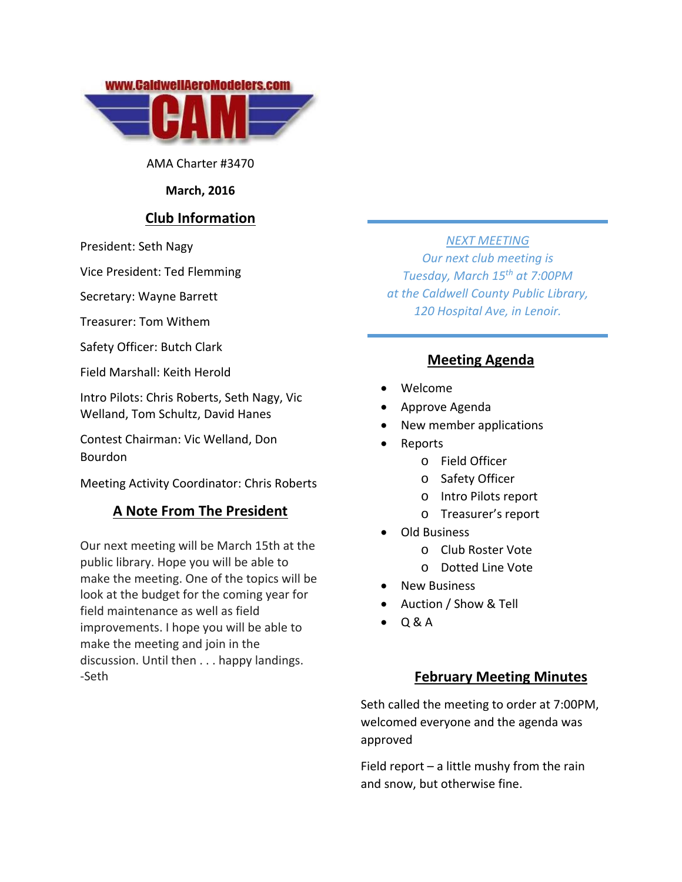www.CaldwellAeroModelers.com

# CAM

AMA Charter #3470

**March, 2016**

## Club Information

President: Seth Nagy

Vice President: Ted Flemming

Secretary: Wayne Barrett

Treasurer: Tom Withem

Safety Officer: Butch Clark

Field Marshall: Keith Herold

Intro Pilots: Chris Roberts, Seth Nagy, Vic Welland, Tom Schultz, David Hanes

Contest Chairman: Vic Welland, Don Bourdon

Meeting Activity Coordinator: Chris Roberts

## A Note From The President

Our next meeting will be March 15th at the public library. Hope you will be able to make the meeting. One of the topics will be look at the budget for the coming year for field maintenance as well as field improvements. I hope you will be able to make the meeting and join in the discussion. Until then . . . happy landings. -Seth

---

*NEXT MEETING*
*Our next club meeting is*
*Tuesday, March 15th at 7:00PM*
*at the Caldwell County Public Library,*
*120 Hospital Ave, in Lenoir.*

---

## Meeting Agenda

- Welcome
- Approve Agenda
- New member applications
- Reports
  - Field Officer
  - Safety Officer
  - Intro Pilots report
  - Treasurer's report
- Old Business
  - Club Roster Vote
  - Dotted Line Vote
- New Business
- Auction / Show & Tell
- Q & A

## February Meeting Minutes

Seth called the meeting to order at 7:00PM, welcomed everyone and the agenda was approved

Field report – a little mushy from the rain and snow, but otherwise fine.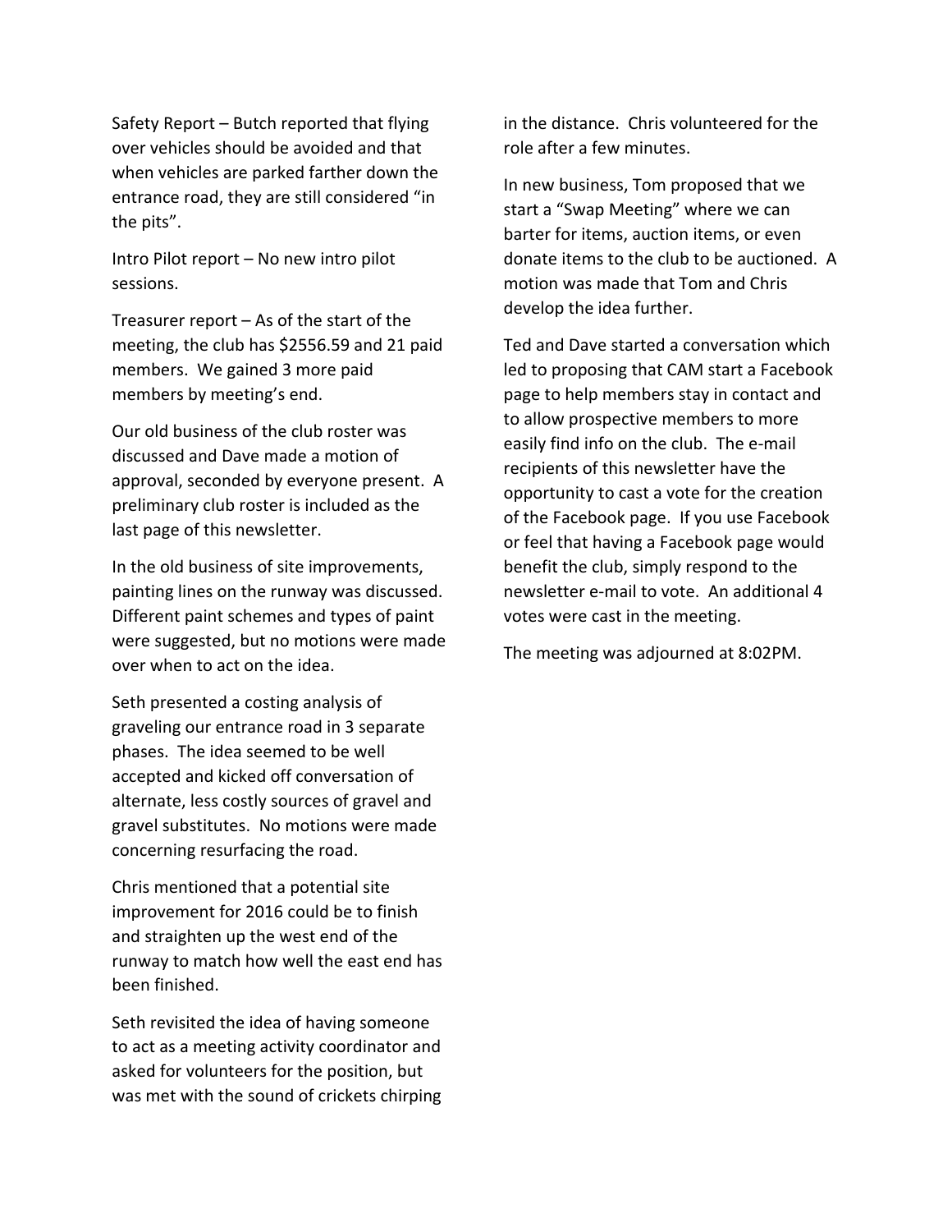Safety Report – Butch reported that flying over vehicles should be avoided and that when vehicles are parked farther down the entrance road, they are still considered "in the pits".

Intro Pilot report – No new intro pilot sessions.

Treasurer report – As of the start of the meeting, the club has $2556.59 and 21 paid members. We gained 3 more paid members by meeting's end.

Our old business of the club roster was discussed and Dave made a motion of approval, seconded by everyone present. A preliminary club roster is included as the last page of this newsletter.

In the old business of site improvements, painting lines on the runway was discussed. Different paint schemes and types of paint were suggested, but no motions were made over when to act on the idea.

Seth presented a costing analysis of graveling our entrance road in 3 separate phases. The idea seemed to be well accepted and kicked off conversation of alternate, less costly sources of gravel and gravel substitutes. No motions were made concerning resurfacing the road.

Chris mentioned that a potential site improvement for 2016 could be to finish and straighten up the west end of the runway to match how well the east end has been finished.

Seth revisited the idea of having someone to act as a meeting activity coordinator and asked for volunteers for the position, but was met with the sound of crickets chirping in the distance. Chris volunteered for the role after a few minutes.

In new business, Tom proposed that we start a "Swap Meeting" where we can barter for items, auction items, or even donate items to the club to be auctioned. A motion was made that Tom and Chris develop the idea further.

Ted and Dave started a conversation which led to proposing that CAM start a Facebook page to help members stay in contact and to allow prospective members to more easily find info on the club. The e-mail recipients of this newsletter have the opportunity to cast a vote for the creation of the Facebook page. If you use Facebook or feel that having a Facebook page would benefit the club, simply respond to the newsletter e-mail to vote. An additional 4 votes were cast in the meeting.

The meeting was adjourned at 8:02PM.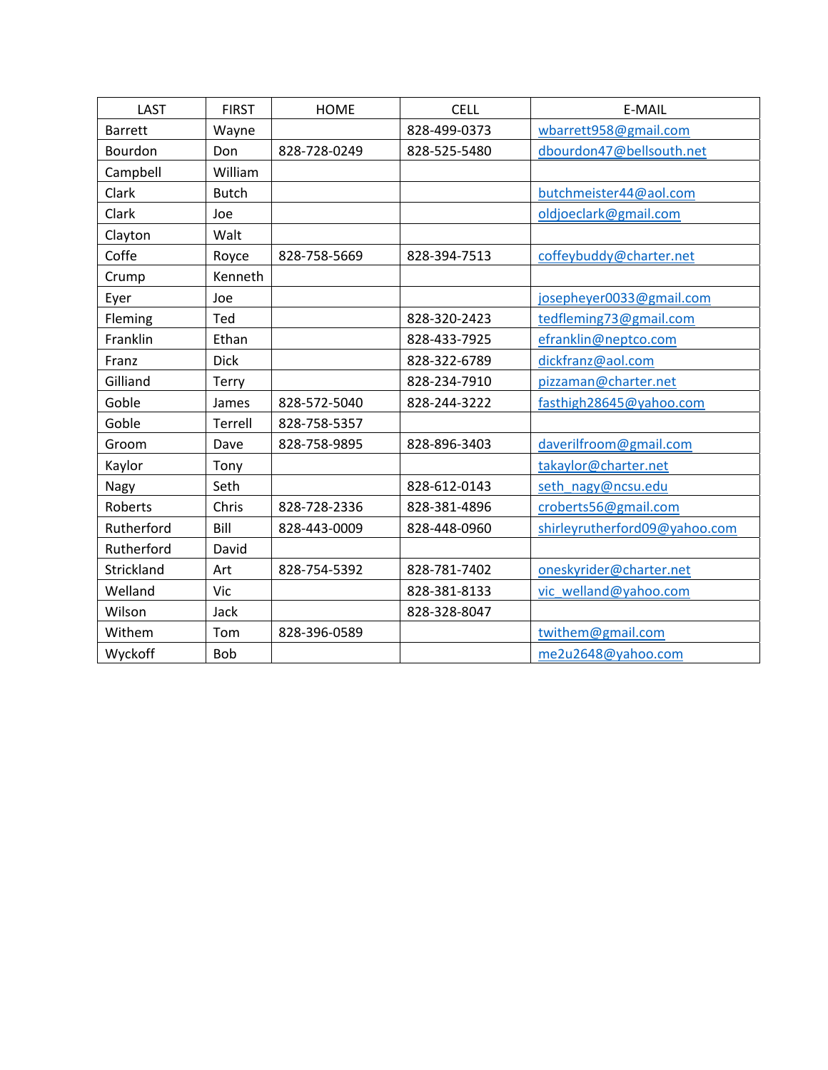| LAST | FIRST | HOME | CELL | E-MAIL |
|---|---|---|---|---|
| Barrett | Wayne | | 828-499-0373 | wbarrett958@gmail.com |
| Bourdon | Don | 828-728-0249 | 828-525-5480 | dbourdon47@bellsouth.net |
| Campbell | William | | | |
| Clark | Butch | | | butchmeister44@aol.com |
| Clark | Joe | | | oldjoeclark@gmail.com |
| Clayton | Walt | | | |
| Coffe | Royce | 828-758-5669 | 828-394-7513 | coffeybuddy@charter.net |
| Crump | Kenneth | | | |
| Eyer | Joe | | | josepheyer0033@gmail.com |
| Fleming | Ted | | 828-320-2423 | tedfleming73@gmail.com |
| Franklin | Ethan | | 828-433-7925 | efranklin@neptco.com |
| Franz | Dick | | 828-322-6789 | dickfranz@aol.com |
| Gilliand | Terry | | 828-234-7910 | pizzaman@charter.net |
| Goble | James | 828-572-5040 | 828-244-3222 | fasthigh28645@yahoo.com |
| Goble | Terrell | 828-758-5357 | | |
| Groom | Dave | 828-758-9895 | 828-896-3403 | daverilfroom@gmail.com |
| Kaylor | Tony | | | takaylor@charter.net |
| Nagy | Seth | | 828-612-0143 | seth_nagy@ncsu.edu |
| Roberts | Chris | 828-728-2336 | 828-381-4896 | croberts56@gmail.com |
| Rutherford | Bill | 828-443-0009 | 828-448-0960 | shirleyrutherford09@yahoo.com |
| Rutherford | David | | | |
| Strickland | Art | 828-754-5392 | 828-781-7402 | oneskyrider@charter.net |
| Welland | Vic | | 828-381-8133 | vic_welland@yahoo.com |
| Wilson | Jack | | 828-328-8047 | |
| Withem | Tom | 828-396-0589 | | twithem@gmail.com |
| Wyckoff | Bob | | | me2u2648@yahoo.com |